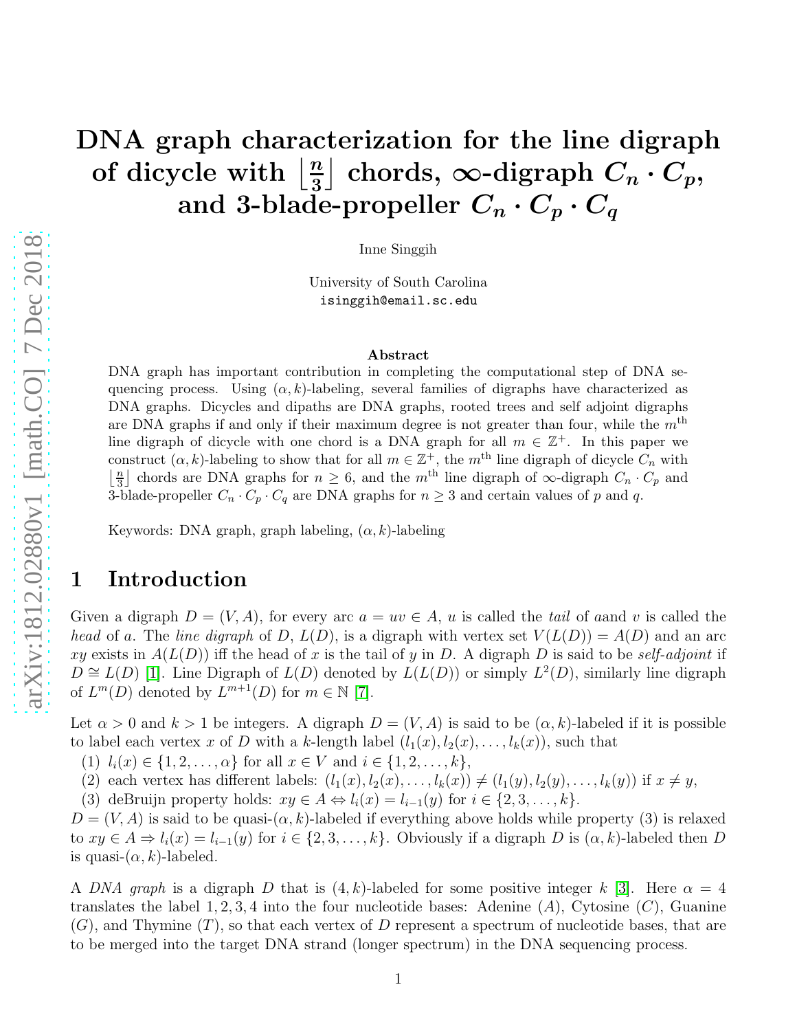# DNA graph characterization for the line digraph of dicycle with $\left\lfloor \frac{n}{3} \right\rfloor$ chords, $\infty$-digraph $C_n \cdot C_p$, and 3-blade-propeller $C_n \cdot C_p \cdot C_q$

Inne Singgih

University of South Carolina
isinggih@email.sc.edu

### Abstract

DNA graph has important contribution in completing the computational step of DNA sequencing process. Using $(\alpha, k)$-labeling, several families of digraphs have characterized as DNA graphs. Dicycles and dipaths are DNA graphs, rooted trees and self adjoint digraphs are DNA graphs if and only if their maximum degree is not greater than four, while the $m^{\text{th}}$ line digraph of dicycle with one chord is a DNA graph for all $m \in \mathbb{Z}^+$. In this paper we construct $(\alpha, k)$-labeling to show that for all $m \in \mathbb{Z}^+$, the $m^{\text{th}}$ line digraph of dicycle $C_n$ with $\left\lfloor \frac{n}{3} \right\rfloor$ chords are DNA graphs for $n \geq 6$, and the $m^{\text{th}}$ line digraph of $\infty$-digraph $C_n \cdot C_p$ and 3-blade-propeller $C_n \cdot C_p \cdot C_q$ are DNA graphs for $n \geq 3$ and certain values of $p$ and $q$.

Keywords: DNA graph, graph labeling, $(\alpha, k)$-labeling

## 1 Introduction

Given a digraph $D = (V, A)$, for every arc $a = uv \in A$, $u$ is called the *tail* of $a$and $v$ is called the *head* of $a$. The *line digraph* of $D$, $L(D)$, is a digraph with vertex set $V(L(D)) = A(D)$ and an arc $xy$ exists in $A(L(D))$ iff the head of $x$ is the tail of $y$ in $D$. A digraph $D$ is said to be *self-adjoint* if $D \cong L(D)$ [1]. Line Digraph of $L(D)$ denoted by $L(L(D))$ or simply $L^2(D)$, similarly line digraph of $L^m(D)$ denoted by $L^{m+1}(D)$ for $m \in \mathbb{N}$ [7].

Let $\alpha > 0$ and $k > 1$ be integers. A digraph $D = (V, A)$ is said to be $(\alpha, k)$-labeled if it is possible to label each vertex $x$ of $D$ with a $k$-length label $(l_1(x), l_2(x), \ldots, l_k(x))$, such that

(1) $l_i(x) \in \{1, 2, \ldots, \alpha\}$ for all $x \in V$ and $i \in \{1, 2, \ldots, k\}$,
(2) each vertex has different labels: $(l_1(x), l_2(x), \ldots, l_k(x)) \neq (l_1(y), l_2(y), \ldots, l_k(y))$ if $x \neq y$,
(3) deBruijn property holds: $xy \in A \Leftrightarrow l_i(x) = l_{i-1}(y)$ for $i \in \{2, 3, \ldots, k\}$.

$D = (V, A)$ is said to be quasi-$(\alpha, k)$-labeled if everything above holds while property (3) is relaxed to $xy \in A \Rightarrow l_i(x) = l_{i-1}(y)$ for $i \in \{2, 3, \ldots, k\}$. Obviously if a digraph $D$ is $(\alpha, k)$-labeled then $D$ is quasi-$(\alpha, k)$-labeled.

A *DNA graph* is a digraph $D$ that is $(4, k)$-labeled for some positive integer $k$ [3]. Here $\alpha = 4$ translates the label $1, 2, 3, 4$ into the four nucleotide bases: Adenine $(A)$, Cytosine $(C)$, Guanine $(G)$, and Thymine $(T)$, so that each vertex of $D$ represent a spectrum of nucleotide bases, that are to be merged into the target DNA strand (longer spectrum) in the DNA sequencing process.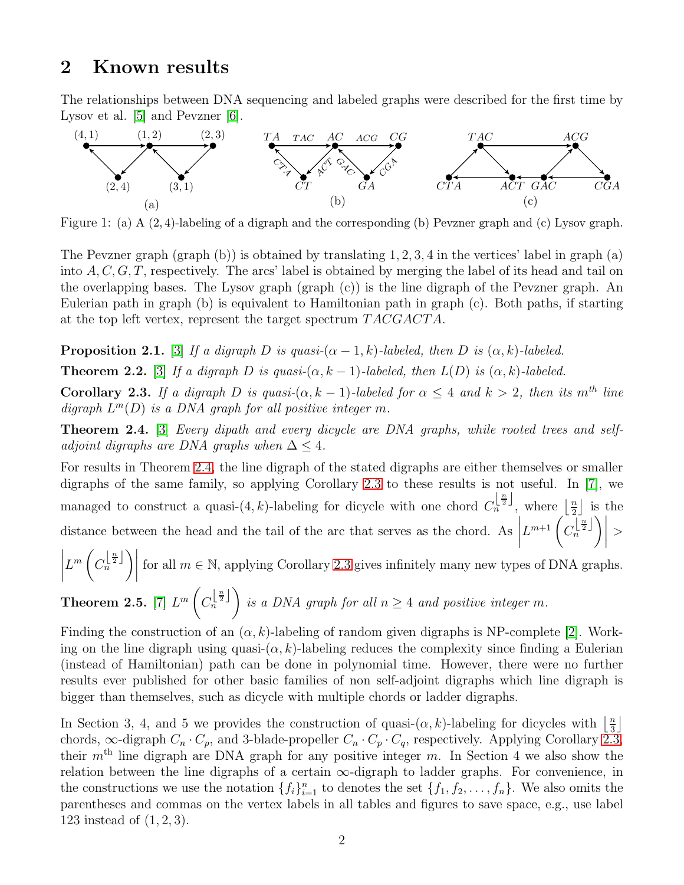## 2 Known results

The relationships between DNA sequencing and labeled graphs were described for the first time by Lysov et al. [5] and Pevzner [6].

Figure 1: (a) A $(2,4)$-labeling of a digraph and the corresponding (b) Pevzner graph and (c) Lysov graph.

The Pevzner graph (graph (b)) is obtained by translating 1, 2, 3, 4 in the vertices' label in graph (a) into $A, C, G, T$, respectively. The arcs' label is obtained by merging the label of its head and tail on the overlapping bases. The Lysov graph (graph (c)) is the line digraph of the Pevzner graph. An Eulerian path in graph (b) is equivalent to Hamiltonian path in graph (c). Both paths, if starting at the top left vertex, represent the target spectrum $TACGACTA$.

**Proposition 2.1.** [3] *If a digraph $D$ is quasi-$(\alpha-1,k)$-labeled, then $D$ is $(\alpha,k)$-labeled.*

**Theorem 2.2.** [3] *If a digraph $D$ is quasi-$(\alpha,k-1)$-labeled, then $L(D)$ is $(\alpha,k)$-labeled.*

**Corollary 2.3.** *If a digraph $D$ is quasi-$(\alpha,k-1)$-labeled for $\alpha \leq 4$ and $k > 2$, then its $m^{th}$ line digraph $L^m(D)$ is a DNA graph for all positive integer $m$.*

**Theorem 2.4.** [3] *Every dipath and every dicycle are DNA graphs, while rooted trees and self-adjoint digraphs are DNA graphs when $\Delta \leq 4$.*

For results in Theorem 2.4, the line digraph of the stated digraphs are either themselves or smaller digraphs of the same family, so applying Corollary 2.3 to these results is not useful. In [7], we managed to construct a quasi-$(4,k)$-labeling for dicycle with one chord $C_n^{\lfloor \frac{n}{2} \rfloor}$, where $\lfloor \frac{n}{2} \rfloor$ is the distance between the head and the tail of the arc that serves as the chord. As $\left| L^{m+1}\left(C_n^{\lfloor \frac{n}{2} \rfloor}\right) \right| > \left| L^{m}\left(C_n^{\lfloor \frac{n}{2} \rfloor}\right) \right|$ for all $m \in \mathbb{N}$, applying Corollary 2.3 gives infinitely many new types of DNA graphs.

**Theorem 2.5.** [7] *$L^m\left(C_n^{\lfloor \frac{n}{2} \rfloor}\right)$ is a DNA graph for all $n \geq 4$ and positive integer $m$.*

Finding the construction of an $(\alpha,k)$-labeling of random given digraphs is NP-complete [2]. Working on the line digraph using quasi-$(\alpha,k)$-labeling reduces the complexity since finding a Eulerian (instead of Hamiltonian) path can be done in polynomial time. However, there were no further results ever published for other basic families of non self-adjoint digraphs which line digraph is bigger than themselves, such as dicycle with multiple chords or ladder digraphs.

In Section 3, 4, and 5 we provides the construction of quasi-$(\alpha,k)$-labeling for dicycles with $\lfloor \frac{n}{3} \rfloor$ chords, $\infty$-digraph $C_n \cdot C_p$, and 3-blade-propeller $C_n \cdot C_p \cdot C_q$, respectively. Applying Corollary 2.3, their $m^{\text{th}}$ line digraph are DNA graph for any positive integer $m$. In Section 4 we also show the relation between the line digraphs of a certain $\infty$-digraph to ladder graphs. For convenience, in the constructions we use the notation $\{f_i\}_{i=1}^n$ to denotes the set $\{f_1, f_2, \ldots, f_n\}$. We also omits the parentheses and commas on the vertex labels in all tables and figures to save space, e.g., use label 123 instead of $(1,2,3)$.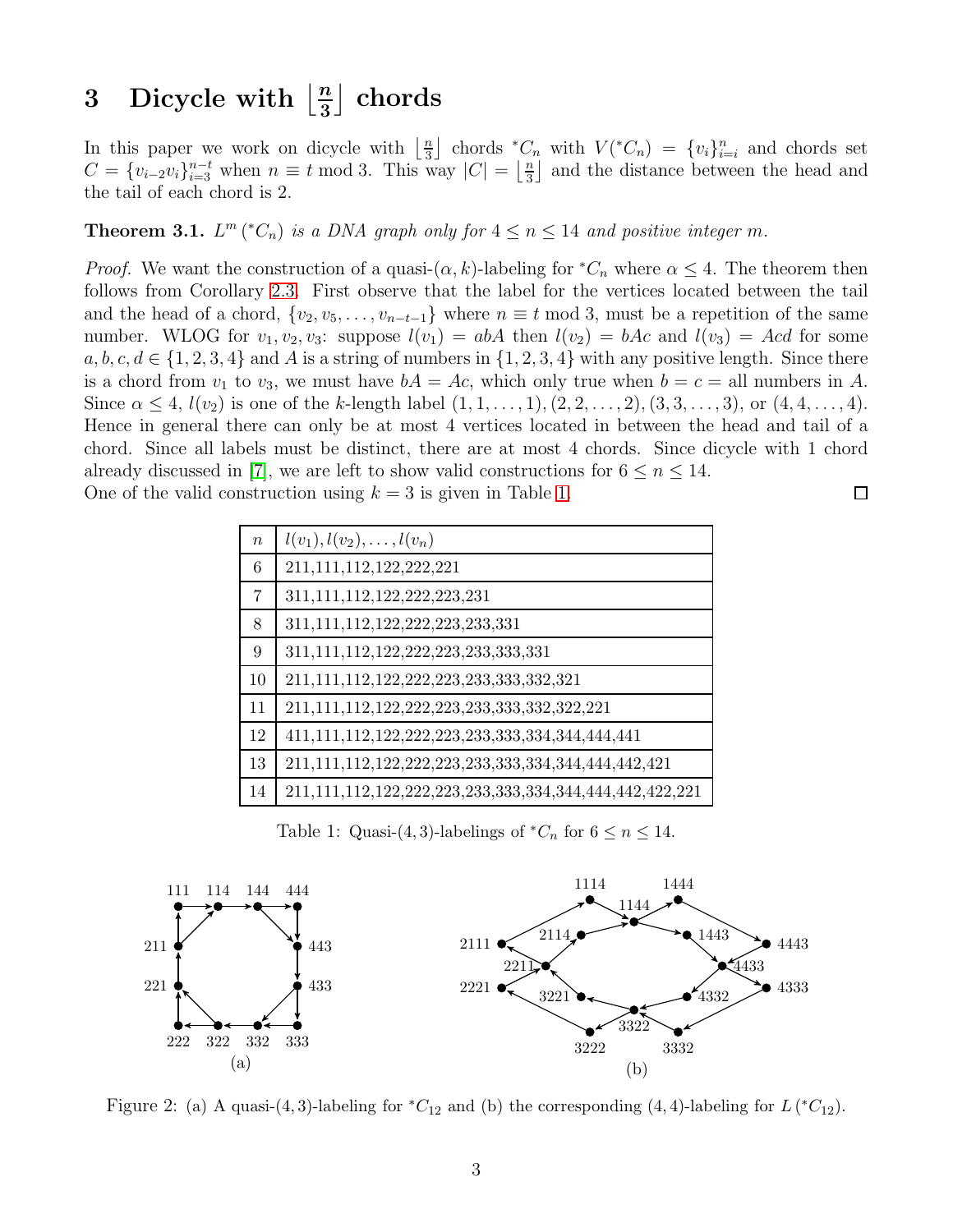# 3 Dicycle with $\left\lfloor \frac{n}{3} \right\rfloor$ chords

In this paper we work on dicycle with $\left\lfloor \frac{n}{3} \right\rfloor$ chords $^*C_n$ with $V(^*C_n) = \{v_i\}_{i=i}^{n}$ and chords set $C = \{v_{i-2}v_i\}_{i=3}^{n-t}$ when $n \equiv t \bmod 3$. This way $|C| = \left\lfloor \frac{n}{3} \right\rfloor$ and the distance between the head and the tail of each chord is 2.

**Theorem 3.1.** *$L^m(^*C_n)$ is a DNA graph only for $4 \leq n \leq 14$ and positive integer $m$.*

*Proof.* We want the construction of a quasi-$(\alpha, k)$-labeling for $^*C_n$ where $\alpha \leq 4$. The theorem then follows from Corollary 2.3. First observe that the label for the vertices located between the tail and the head of a chord, $\{v_2, v_5, \ldots, v_{n-t-1}\}$ where $n \equiv t \bmod 3$, must be a repetition of the same number. WLOG for $v_1, v_2, v_3$: suppose $l(v_1) = abA$ then $l(v_2) = bAc$ and $l(v_3) = Acd$ for some $a, b, c, d \in \{1, 2, 3, 4\}$ and $A$ is a string of numbers in $\{1, 2, 3, 4\}$ with any positive length. Since there is a chord from $v_1$ to $v_3$, we must have $bA = Ac$, which only true when $b = c =$ all numbers in $A$. Since $\alpha \leq 4$, $l(v_2)$ is one of the $k$-length label $(1, 1, \ldots, 1), (2, 2, \ldots, 2), (3, 3, \ldots, 3)$, or $(4, 4, \ldots, 4)$. Hence in general there can only be at most 4 vertices located in between the head and tail of a chord. Since all labels must be distinct, there are at most 4 chords. Since dicycle with 1 chord already discussed in [7], we are left to show valid constructions for $6 \leq n \leq 14$.
One of the valid construction using $k = 3$ is given in Table 1. □

| $n$ | $l(v_1), l(v_2), \ldots, l(v_n)$ |
|---|---|
| 6 | 211,111,112,122,222,221 |
| 7 | 311,111,112,122,222,223,231 |
| 8 | 311,111,112,122,222,223,233,331 |
| 9 | 311,111,112,122,222,223,233,333,331 |
| 10 | 211,111,112,122,222,223,233,333,332,321 |
| 11 | 211,111,112,122,222,223,233,333,332,322,221 |
| 12 | 411,111,112,122,222,223,233,333,334,344,444,441 |
| 13 | 211,111,112,122,222,223,233,333,334,344,444,442,421 |
| 14 | 211,111,112,122,222,223,233,333,334,344,444,442,422,221 |

Table 1: Quasi-(4, 3)-labelings of $^*C_n$ for $6 \leq n \leq 14$.

Figure 2: (a) A quasi-(4, 3)-labeling for $^*C_{12}$ and (b) the corresponding (4, 4)-labeling for $L(^*C_{12})$.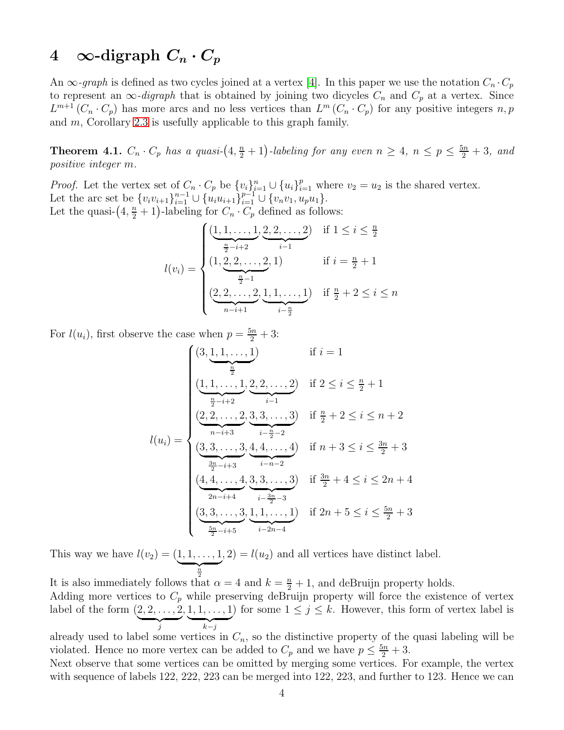# 4 $\infty$-digraph $C_n \cdot C_p$

An $\infty$-*graph* is defined as two cycles joined at a vertex [4]. In this paper we use the notation $C_n \cdot C_p$ to represent an $\infty$-*digraph* that is obtained by joining two dicycles $C_n$ and $C_p$ at a vertex. Since $L^{m+1}(C_n \cdot C_p)$ has more arcs and no less vertices than $L^m(C_n \cdot C_p)$ for any positive integers $n, p$ and $m$, Corollary 2.3 is usefully applicable to this graph family.

**Theorem 4.1.** *$C_n \cdot C_p$ has a quasi-$\left(4, \frac{n}{2}+1\right)$-labeling for any even $n \geq 4$, $n \leq p \leq \frac{5n}{2}+3$, and positive integer $m$.*

*Proof.* Let the vertex set of $C_n \cdot C_p$ be $\{v_i\}_{i=1}^{n} \cup \{u_i\}_{i=1}^{p}$ where $v_2 = u_2$ is the shared vertex.
Let the arc set be $\{v_i v_{i+1}\}_{i=1}^{n-1} \cup \{u_i u_{i+1}\}_{i=1}^{p-1} \cup \{v_n v_1, u_p u_1\}$.
Let the quasi-$\left(4, \frac{n}{2}+1\right)$-labeling for $C_n \cdot C_p$ defined as follows:

$$l(v_i) = \begin{cases} (\underbrace{1,1,\ldots,1}_{\frac{n}{2}-i+2}, \underbrace{2,2,\ldots,2}_{i-1}) & \text{if } 1 \leq i \leq \frac{n}{2} \\ (1, \underbrace{2,2,\ldots,2}_{\frac{n}{2}-1}, 1) & \text{if } i = \frac{n}{2}+1 \\ (\underbrace{2,2,\ldots,2}_{n-i+1}, \underbrace{1,1,\ldots,1}_{i-\frac{n}{2}}) & \text{if } \frac{n}{2}+2 \leq i \leq n \end{cases}$$

For $l(u_i)$, first observe the case when $p = \frac{5n}{2}+3$:

$$l(u_i) = \begin{cases} (3, \underbrace{1,1,\ldots,1}_{\frac{n}{2}}) & \text{if } i = 1 \\ (\underbrace{1,1,\ldots,1}_{\frac{n}{2}-i+2}, \underbrace{2,2,\ldots,2}_{i-1}) & \text{if } 2 \leq i \leq \frac{n}{2}+1 \\ (\underbrace{2,2,\ldots,2}_{n-i+3}, \underbrace{3,3,\ldots,3}_{i-\frac{n}{2}-2}) & \text{if } \frac{n}{2}+2 \leq i \leq n+2 \\ (\underbrace{3,3,\ldots,3}_{\frac{3n}{2}-i+3}, \underbrace{4,4,\ldots,4}_{i-n-2}) & \text{if } n+3 \leq i \leq \frac{3n}{2}+3 \\ (\underbrace{4,4,\ldots,4}_{2n-i+4}, \underbrace{3,3,\ldots,3}_{i-\frac{3n}{2}-3}) & \text{if } \frac{3n}{2}+4 \leq i \leq 2n+4 \\ (\underbrace{3,3,\ldots,3}_{\frac{5n}{2}-i+5}, \underbrace{1,1,\ldots,1}_{i-2n-4}) & \text{if } 2n+5 \leq i \leq \frac{5n}{2}+3 \end{cases}$$

This way we have $l(v_2) = (\underbrace{1,1,\ldots,1}_{\frac{n}{2}}, 2) = l(u_2)$ and all vertices have distinct label.

It is also immediately follows that $\alpha = 4$ and $k = \frac{n}{2}+1$, and deBruijn property holds.
Adding more vertices to $C_p$ while preserving deBruijn property will force the existence of vertex label of the form $(\underbrace{2,2,\ldots,2}_{j}, \underbrace{1,1,\ldots,1}_{k-j})$ for some $1 \leq j \leq k$. However, this form of vertex label is already used to label some vertices in $C_n$, so the distinctive property of the quasi labeling will be violated. Hence no more vertex can be added to $C_p$ and we have $p \leq \frac{5n}{2}+3$.
Next observe that some vertices can be omitted by merging some vertices. For example, the vertex with sequence of labels 122, 222, 223 can be merged into 122, 223, and further to 123. Hence we can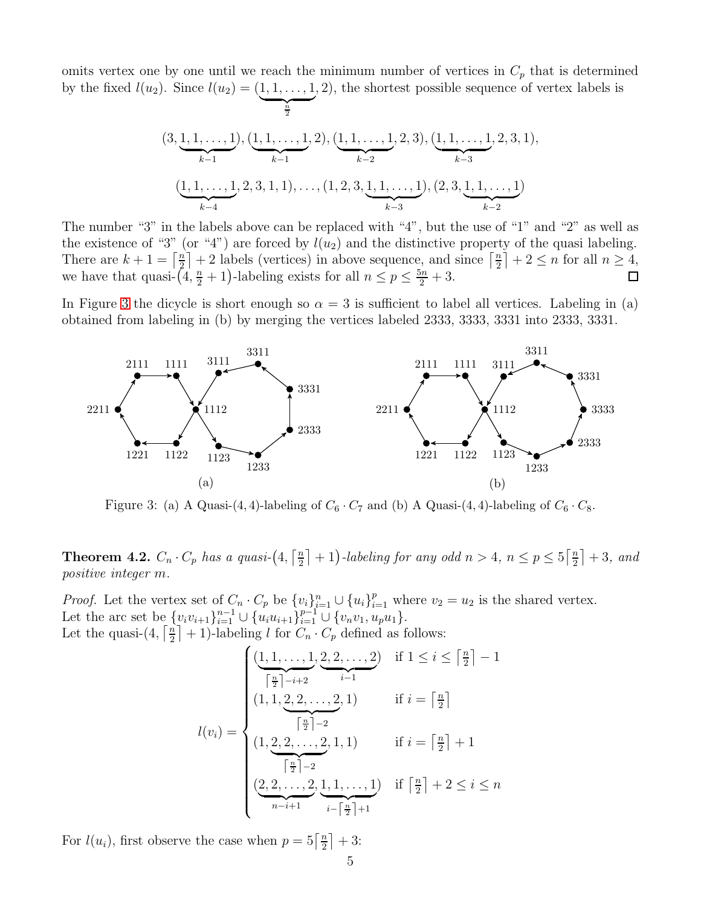omits vertex one by one until we reach the minimum number of vertices in $C_p$ that is determined by the fixed $l(u_2)$. Since $l(u_2) = (\underbrace{1, 1, \ldots, 1}_{\frac{n}{2}}, 2)$, the shortest possible sequence of vertex labels is

$$(3, \underbrace{1, 1, \ldots, 1}_{k-1}), (\underbrace{1, 1, \ldots, 1}_{k-1}, 2), (\underbrace{1, 1, \ldots, 1}_{k-2}, 2, 3), (\underbrace{1, 1, \ldots, 1}_{k-3}, 2, 3, 1),$$

$$(\underbrace{1, 1, \ldots, 1}_{k-4}, 2, 3, 1, 1), \ldots, (1, 2, 3, \underbrace{1, 1, \ldots, 1}_{k-3}), (2, 3, \underbrace{1, 1, \ldots, 1}_{k-2})$$

The number "3" in the labels above can be replaced with "4", but the use of "1" and "2" as well as the existence of "3" (or "4") are forced by $l(u_2)$ and the distinctive property of the quasi labeling. There are $k + 1 = \lceil \frac{n}{2} \rceil + 2$ labels (vertices) in above sequence, and since $\lceil \frac{n}{2} \rceil + 2 \leq n$ for all $n \geq 4$, we have that quasi-$(4, \frac{n}{2} + 1)$-labeling exists for all $n \leq p \leq \frac{5n}{2} + 3$. □

In Figure 3 the dicycle is short enough so $\alpha = 3$ is sufficient to label all vertices. Labeling in (a) obtained from labeling in (b) by merging the vertices labeled 2333, 3333, 3331 into 2333, 3331.

Figure 3: (a) A Quasi-(4, 4)-labeling of $C_6 \cdot C_7$ and (b) A Quasi-(4, 4)-labeling of $C_6 \cdot C_8$.

**Theorem 4.2.** *$C_n \cdot C_p$ has a quasi-$(4, \lceil \frac{n}{2} \rceil + 1)$-labeling for any odd $n > 4$, $n \leq p \leq 5\lceil \frac{n}{2} \rceil + 3$, and positive integer $m$.*

*Proof.* Let the vertex set of $C_n \cdot C_p$ be $\{v_i\}_{i=1}^{n} \cup \{u_i\}_{i=1}^{p}$ where $v_2 = u_2$ is the shared vertex.
Let the arc set be $\{v_i v_{i+1}\}_{i=1}^{n-1} \cup \{u_i u_{i+1}\}_{i=1}^{p-1} \cup \{v_n v_1, u_p u_1\}$.
Let the quasi-$(4, \lceil \frac{n}{2} \rceil + 1)$-labeling $l$ for $C_n \cdot C_p$ defined as follows:

$$l(v_i) = \begin{cases} (\underbrace{1, 1, \ldots, 1}_{\lceil \frac{n}{2} \rceil - i + 2}, \underbrace{2, 2, \ldots, 2}_{i-1}) & \text{if } 1 \leq i \leq \lceil \frac{n}{2} \rceil - 1 \\ (1, 1, \underbrace{2, 2, \ldots, 2}_{\lceil \frac{n}{2} \rceil - 2}, 1) & \text{if } i = \lceil \frac{n}{2} \rceil \\ (1, \underbrace{2, 2, \ldots, 2}_{\lceil \frac{n}{2} \rceil - 2}, 1, 1) & \text{if } i = \lceil \frac{n}{2} \rceil + 1 \\ (\underbrace{2, 2, \ldots, 2}_{n-i+1}, \underbrace{1, 1, \ldots, 1}_{i - \lceil \frac{n}{2} \rceil + 1}) & \text{if } \lceil \frac{n}{2} \rceil + 2 \leq i \leq n \end{cases}$$

For $l(u_i)$, first observe the case when $p = 5\lceil \frac{n}{2} \rceil + 3$: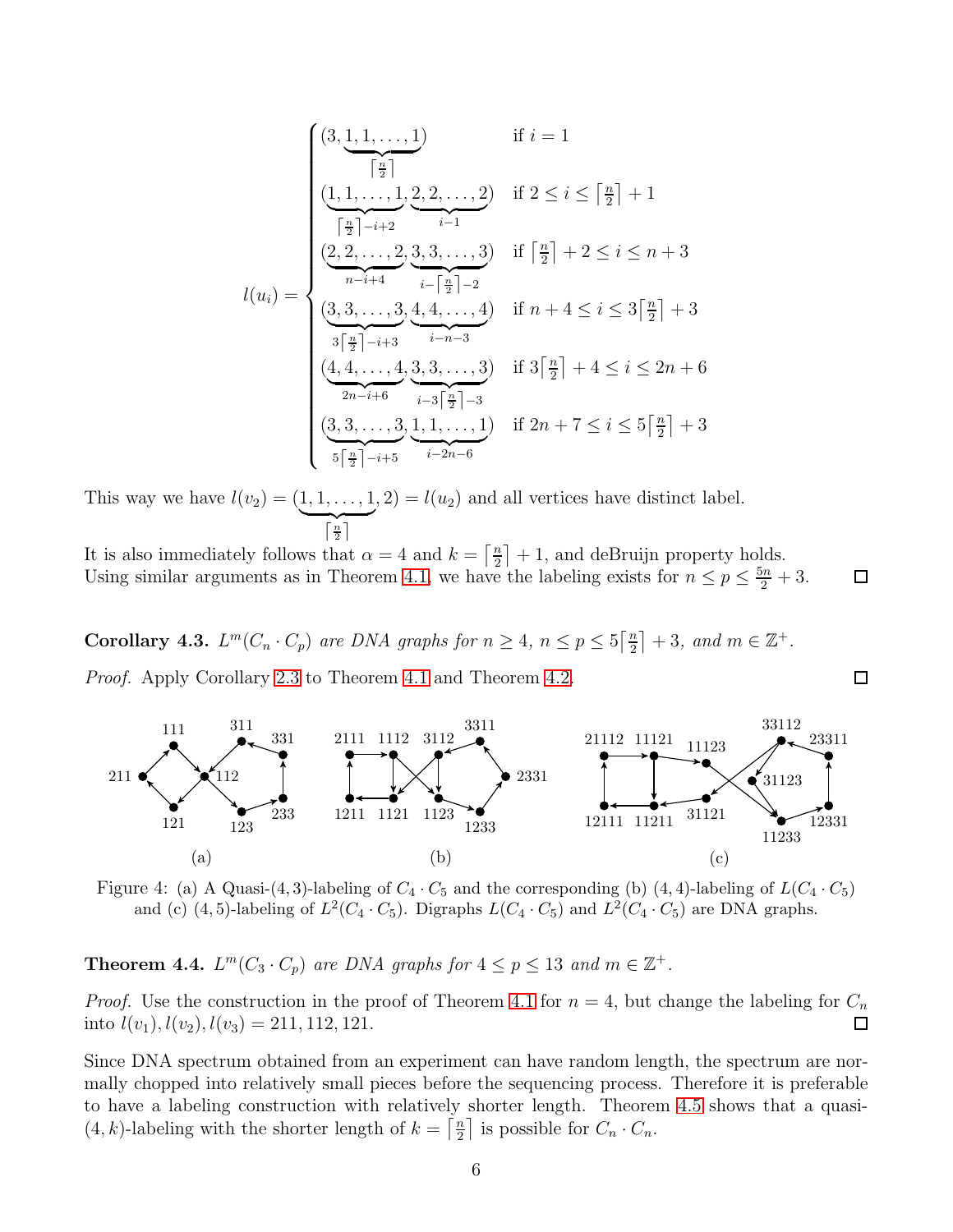$$
l(u_i) = \begin{cases}
(3, \underbrace{1, 1, \ldots, 1}_{\lceil \frac{n}{2} \rceil}) & \text{if } i = 1 \\
(\underbrace{1, 1, \ldots, 1}_{\lceil \frac{n}{2} \rceil - i + 2}, \underbrace{2, 2, \ldots, 2}_{i-1}) & \text{if } 2 \leq i \leq \lceil \frac{n}{2} \rceil + 1 \\
(\underbrace{2, 2, \ldots, 2}_{n-i+4}, \underbrace{3, 3, \ldots, 3}_{i - \lceil \frac{n}{2} \rceil - 2}) & \text{if } \lceil \frac{n}{2} \rceil + 2 \leq i \leq n + 3 \\
(\underbrace{3, 3, \ldots, 3}_{3\lceil \frac{n}{2} \rceil - i + 3}, \underbrace{4, 4, \ldots, 4}_{i-n-3}) & \text{if } n + 4 \leq i \leq 3\lceil \frac{n}{2} \rceil + 3 \\
(\underbrace{4, 4, \ldots, 4}_{2n-i+6}, \underbrace{3, 3, \ldots, 3}_{i - 3\lceil \frac{n}{2} \rceil - 3}) & \text{if } 3\lceil \frac{n}{2} \rceil + 4 \leq i \leq 2n + 6 \\
(\underbrace{3, 3, \ldots, 3}_{5\lceil \frac{n}{2} \rceil - i + 5}, \underbrace{1, 1, \ldots, 1}_{i-2n-6}) & \text{if } 2n + 7 \leq i \leq 5\lceil \frac{n}{2} \rceil + 3
\end{cases}
$$

This way we have $l(v_2) = (\underbrace{1, 1, \ldots, 1}_{\lceil \frac{n}{2} \rceil}, 2) = l(u_2)$ and all vertices have distinct label.

It is also immediately follows that $\alpha = 4$ and $k = \lceil \frac{n}{2} \rceil + 1$, and deBruijn property holds. Using similar arguments as in Theorem 4.1, we have the labeling exists for $n \leq p \leq \frac{5n}{2} + 3$. ◻

**Corollary 4.3.** *$L^m(C_n \cdot C_p)$ are DNA graphs for $n \geq 4$, $n \leq p \leq 5\lceil \frac{n}{2} \rceil + 3$, and $m \in \mathbb{Z}^+$.*

*Proof.* Apply Corollary 2.3 to Theorem 4.1 and Theorem 4.2. ◻

Figure 4: (a) A Quasi-(4, 3)-labeling of $C_4 \cdot C_5$ and the corresponding (b) (4, 4)-labeling of $L(C_4 \cdot C_5)$ and (c) (4, 5)-labeling of $L^2(C_4 \cdot C_5)$. Digraphs $L(C_4 \cdot C_5)$ and $L^2(C_4 \cdot C_5)$ are DNA graphs.

**Theorem 4.4.** *$L^m(C_3 \cdot C_p)$ are DNA graphs for $4 \leq p \leq 13$ and $m \in \mathbb{Z}^+$.*

*Proof.* Use the construction in the proof of Theorem 4.1 for $n = 4$, but change the labeling for $C_n$ into $l(v_1), l(v_2), l(v_3) = 211, 112, 121$. ◻

Since DNA spectrum obtained from an experiment can have random length, the spectrum are normally chopped into relatively small pieces before the sequencing process. Therefore it is preferable to have a labeling construction with relatively shorter length. Theorem 4.5 shows that a quasi-$(4, k)$-labeling with the shorter length of $k = \lceil \frac{n}{2} \rceil$ is possible for $C_n \cdot C_n$.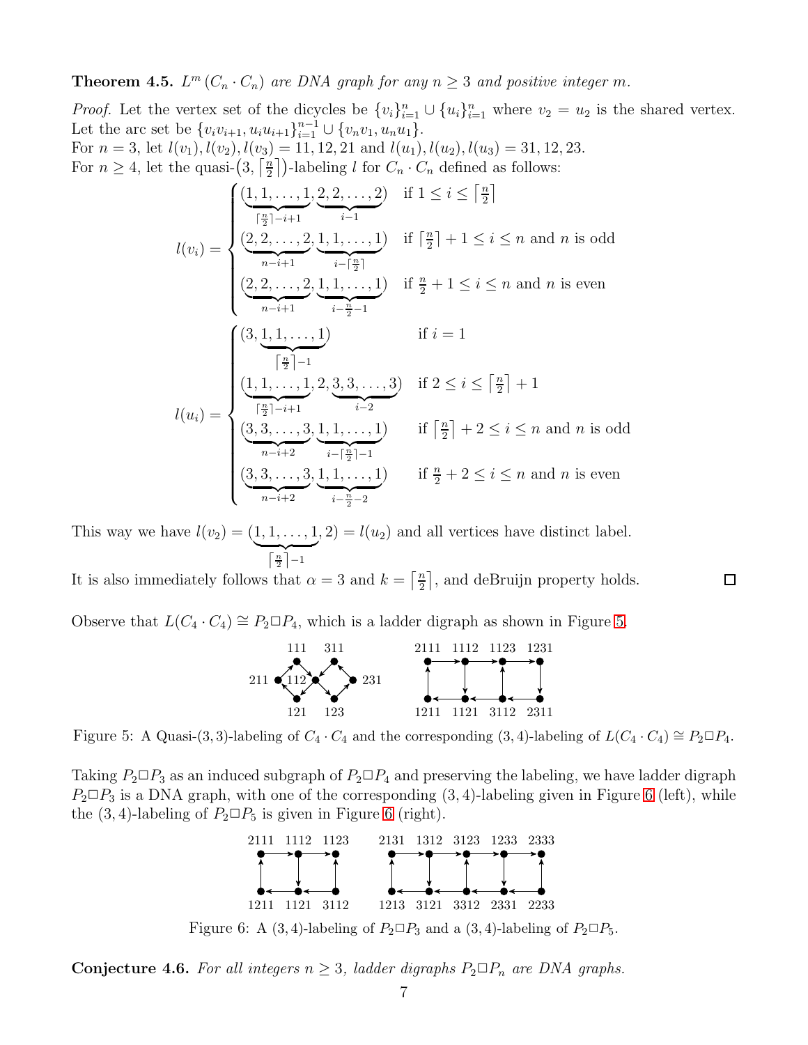**Theorem 4.5.** *$L^m(C_n \cdot C_n)$ are DNA graph for any $n \geq 3$ and positive integer $m$.*

*Proof.* Let the vertex set of the dicycles be $\{v_i\}_{i=1}^n \cup \{u_i\}_{i=1}^n$ where $v_2 = u_2$ is the shared vertex. Let the arc set be $\{v_iv_{i+1}, u_iu_{i+1}\}_{i=1}^{n-1} \cup \{v_nv_1, u_nu_1\}$.

For $n = 3$, let $l(v_1), l(v_2), l(v_3) = 11, 12, 21$ and $l(u_1), l(u_2), l(u_3) = 31, 12, 23$.

For $n \geq 4$, let the quasi-$(3, \lceil \frac{n}{2} \rceil)$-labeling $l$ for $C_n \cdot C_n$ defined as follows:

$$l(v_i) = \begin{cases} (\underbrace{1, 1, \ldots, 1}_{\lceil \frac{n}{2} \rceil - i + 1}, \underbrace{2, 2, \ldots, 2}_{i-1}) & \text{if } 1 \leq i \leq \lceil \frac{n}{2} \rceil \\ (\underbrace{2, 2, \ldots, 2}_{n-i+1}, \underbrace{1, 1, \ldots, 1}_{i - \lceil \frac{n}{2} \rceil}) & \text{if } \lceil \frac{n}{2} \rceil + 1 \leq i \leq n \text{ and } n \text{ is odd} \\ (\underbrace{2, 2, \ldots, 2}_{n-i+1}, \underbrace{1, 1, \ldots, 1}_{i - \frac{n}{2} - 1}) & \text{if } \frac{n}{2} + 1 \leq i \leq n \text{ and } n \text{ is even} \end{cases}$$

$$l(u_i) = \begin{cases} (3, \underbrace{1, 1, \ldots, 1}_{\lceil \frac{n}{2} \rceil - 1}) & \text{if } i = 1 \\ (\underbrace{1, 1, \ldots, 1}_{\lceil \frac{n}{2} \rceil - i + 1}, 2, \underbrace{3, 3, \ldots, 3}_{i-2}) & \text{if } 2 \leq i \leq \lceil \frac{n}{2} \rceil + 1 \\ (\underbrace{3, 3, \ldots, 3}_{n-i+2}, \underbrace{1, 1, \ldots, 1}_{i - \lceil \frac{n}{2} \rceil - 1}) & \text{if } \lceil \frac{n}{2} \rceil + 2 \leq i \leq n \text{ and } n \text{ is odd} \\ (\underbrace{3, 3, \ldots, 3}_{n-i+2}, \underbrace{1, 1, \ldots, 1}_{i - \frac{n}{2} - 2}) & \text{if } \frac{n}{2} + 2 \leq i \leq n \text{ and } n \text{ is even} \end{cases}$$

This way we have $l(v_2) = (\underbrace{1, 1, \ldots, 1}_{\lceil \frac{n}{2} \rceil - 1}, 2) = l(u_2)$ and all vertices have distinct label.

It is also immediately follows that $\alpha = 3$ and $k = \lceil \frac{n}{2} \rceil$, and deBruijn property holds. $\square$

Observe that $L(C_4 \cdot C_4) \cong P_2 \square P_4$, which is a ladder digraph as shown in Figure 5.

Figure 5: A Quasi-(3,3)-labeling of $C_4 \cdot C_4$ and the corresponding (3,4)-labeling of $L(C_4 \cdot C_4) \cong P_2 \square P_4$.

Taking $P_2 \square P_3$ as an induced subgraph of $P_2 \square P_4$ and preserving the labeling, we have ladder digraph $P_2 \square P_3$ is a DNA graph, with one of the corresponding (3,4)-labeling given in Figure 6 (left), while the (3,4)-labeling of $P_2 \square P_5$ is given in Figure 6 (right).

Figure 6: A (3,4)-labeling of $P_2 \square P_3$ and a (3,4)-labeling of $P_2 \square P_5$.

**Conjecture 4.6.** *For all integers $n \geq 3$, ladder digraphs $P_2 \square P_n$ are DNA graphs.*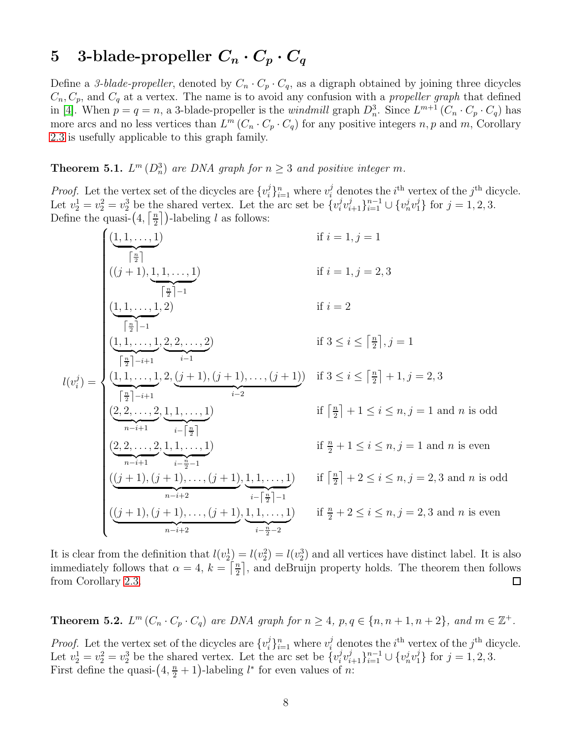# 5 3-blade-propeller $C_n \cdot C_p \cdot C_q$

Define a *3-blade-propeller*, denoted by $C_n \cdot C_p \cdot C_q$, as a digraph obtained by joining three dicycles $C_n, C_p$, and $C_q$ at a vertex. The name is to avoid any confusion with a *propeller graph* that defined in [4]. When $p = q = n$, a 3-blade-propeller is the *windmill* graph $D_n^3$. Since $L^{m+1}(C_n \cdot C_p \cdot C_q)$ has more arcs and no less vertices than $L^m(C_n \cdot C_p \cdot C_q)$ for any positive integers $n, p$ and $m$, Corollary 2.3 is usefully applicable to this graph family.

**Theorem 5.1.** *$L^m(D_n^3)$ are DNA graph for $n \geq 3$ and positive integer $m$.*

*Proof.* Let the vertex set of the dicycles are $\{v_i^j\}_{i=1}^n$ where $v_i^j$ denotes the $i^{\text{th}}$ vertex of the $j^{\text{th}}$ dicycle. Let $v_2^1 = v_2^2 = v_2^3$ be the shared vertex. Let the arc set be $\{v_i^j v_{i+1}^j\}_{i=1}^{n-1} \cup \{v_n^j v_1^j\}$ for $j = 1, 2, 3$. Define the quasi-$\left(4, \lceil \frac{n}{2} \rceil\right)$-labeling $l$ as follows:

$$
l(v_i^j) = \begin{cases}
(\underbrace{1, 1, \ldots, 1}_{\lceil \frac{n}{2} \rceil}) & \text{if } i = 1, j = 1 \\
((j+1), \underbrace{1, 1, \ldots, 1}_{\lceil \frac{n}{2} \rceil - 1}) & \text{if } i = 1, j = 2, 3 \\
(\underbrace{1, 1, \ldots, 1}_{\lceil \frac{n}{2} \rceil - 1}, 2) & \text{if } i = 2 \\
(\underbrace{1, 1, \ldots, 1}_{\lceil \frac{n}{2} \rceil - i + 1}, \underbrace{2, 2, \ldots, 2}_{i-1}) & \text{if } 3 \leq i \leq \lceil \frac{n}{2} \rceil, j = 1 \\
(\underbrace{1, 1, \ldots, 1}_{\lceil \frac{n}{2} \rceil - i + 1}, 2, \underbrace{(j+1), (j+1), \ldots, (j+1)}_{i-2}) & \text{if } 3 \leq i \leq \lceil \frac{n}{2} \rceil + 1, j = 2, 3 \\
(\underbrace{2, 2, \ldots, 2}_{n-i+1}, \underbrace{1, 1, \ldots, 1}_{i - \lceil \frac{n}{2} \rceil}) & \text{if } \lceil \frac{n}{2} \rceil + 1 \leq i \leq n, j = 1 \text{ and } n \text{ is odd} \\
(\underbrace{2, 2, \ldots, 2}_{n-i+1}, \underbrace{1, 1, \ldots, 1}_{i - \frac{n}{2} - 1}) & \text{if } \frac{n}{2} + 1 \leq i \leq n, j = 1 \text{ and } n \text{ is even} \\
(\underbrace{(j+1), (j+1), \ldots, (j+1)}_{n-i+2}, \underbrace{1, 1, \ldots, 1}_{i - \lceil \frac{n}{2} \rceil - 1}) & \text{if } \lceil \frac{n}{2} \rceil + 2 \leq i \leq n, j = 2, 3 \text{ and } n \text{ is odd} \\
(\underbrace{(j+1), (j+1), \ldots, (j+1)}_{n-i+2}, \underbrace{1, 1, \ldots, 1}_{i - \frac{n}{2} - 2}) & \text{if } \frac{n}{2} + 2 \leq i \leq n, j = 2, 3 \text{ and } n \text{ is even}
\end{cases}
$$

It is clear from the definition that $l(v_2^1) = l(v_2^2) = l(v_2^3)$ and all vertices have distinct label. It is also immediately follows that $\alpha = 4$, $k = \lceil \frac{n}{2} \rceil$, and deBruijn property holds. The theorem then follows from Corollary 2.3. □

**Theorem 5.2.** *$L^m(C_n \cdot C_p \cdot C_q)$ are DNA graph for $n \geq 4$, $p, q \in \{n, n+1, n+2\}$, and $m \in \mathbb{Z}^+$.*

*Proof.* Let the vertex set of the dicycles are $\{v_i^j\}_{i=1}^n$ where $v_i^j$ denotes the $i^{\text{th}}$ vertex of the $j^{\text{th}}$ dicycle. Let $v_2^1 = v_2^2 = v_2^3$ be the shared vertex. Let the arc set be $\{v_i^j v_{i+1}^j\}_{i=1}^{n-1} \cup \{v_n^j v_1^j\}$ for $j = 1, 2, 3$. First define the quasi-$\left(4, \frac{n}{2} + 1\right)$-labeling $l^*$ for even values of $n$: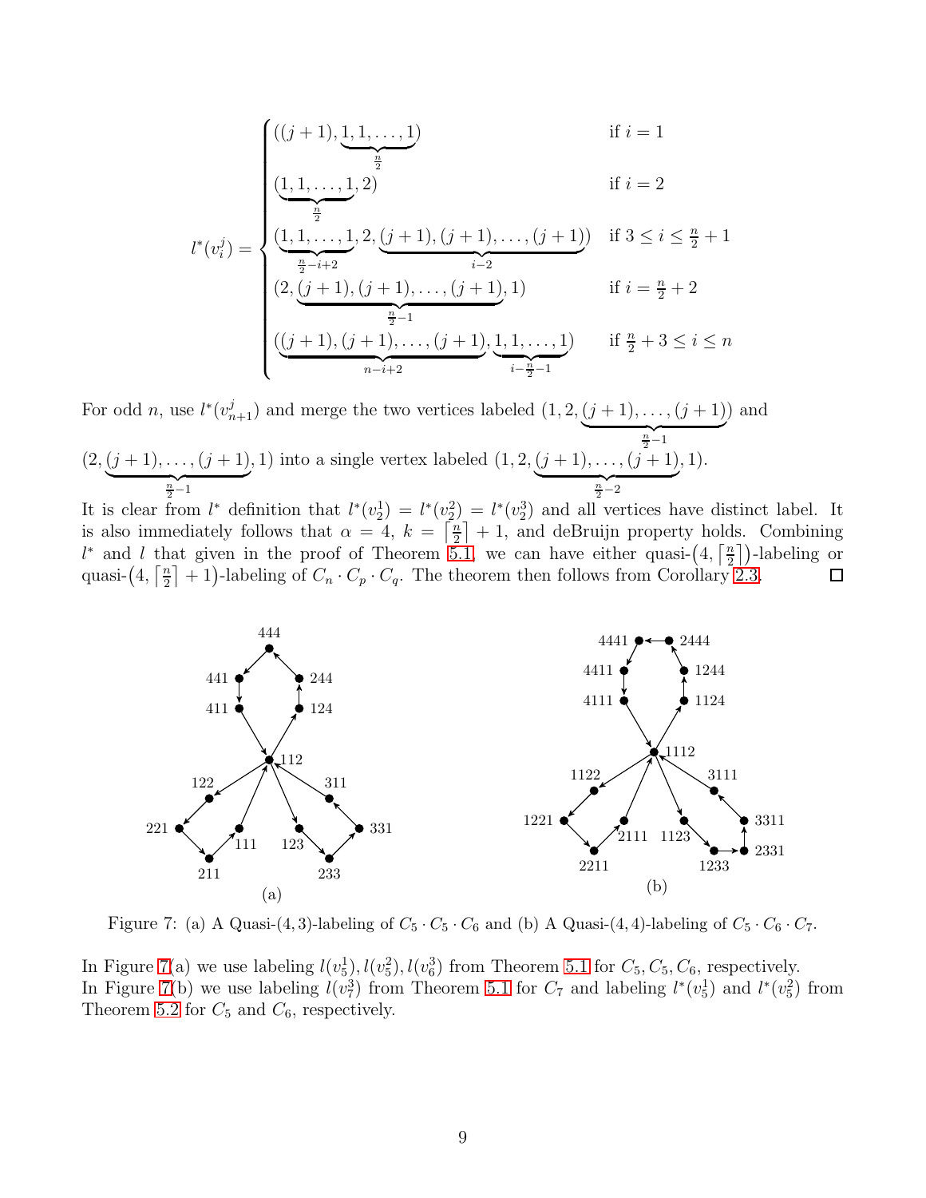$$
l^*(v_i^j) = \begin{cases}
((j+1), \underbrace{1, 1, \ldots, 1}_{\frac{n}{2}}) & \text{if } i = 1 \\
(\underbrace{1, 1, \ldots, 1}_{\frac{n}{2}}, 2) & \text{if } i = 2 \\
(\underbrace{1, 1, \ldots, 1}_{\frac{n}{2}-i+2}, 2, \underbrace{(j+1), (j+1), \ldots, (j+1)}_{i-2}) & \text{if } 3 \leq i \leq \frac{n}{2}+1 \\
(2, \underbrace{(j+1), (j+1), \ldots, (j+1)}_{\frac{n}{2}-1}, 1) & \text{if } i = \frac{n}{2}+2 \\
(\underbrace{(j+1), (j+1), \ldots, (j+1)}_{n-i+2}, \underbrace{1, 1, \ldots, 1}_{i-\frac{n}{2}-1}) & \text{if } \frac{n}{2}+3 \leq i \leq n
\end{cases}
$$

For odd $n$, use $l^*(v_{n+1}^j)$ and merge the two vertices labeled $(1, 2, \underbrace{(j+1), \ldots, (j+1)}_{\frac{n}{2}-1})$ and $(2, \underbrace{(j+1), \ldots, (j+1)}_{\frac{n}{2}-1}, 1)$ into a single vertex labeled $(1, 2, \underbrace{(j+1), \ldots, (j+1)}_{\frac{n}{2}-2}, 1)$.

It is clear from $l^*$ definition that $l^*(v_2^1) = l^*(v_2^2) = l^*(v_2^3)$ and all vertices have distinct label. It is also immediately follows that $\alpha = 4$, $k = \lceil \frac{n}{2} \rceil + 1$, and deBruijn property holds. Combining $l^*$ and $l$ that given in the proof of Theorem 5.1, we can have either quasi-$(4, \lceil \frac{n}{2} \rceil)$-labeling or quasi-$(4, \lceil \frac{n}{2} \rceil + 1)$-labeling of $C_n \cdot C_p \cdot C_q$. The theorem then follows from Corollary 2.3. $\square$

Figure 7: (a) A Quasi-(4, 3)-labeling of $C_5 \cdot C_5 \cdot C_6$ and (b) A Quasi-(4, 4)-labeling of $C_5 \cdot C_6 \cdot C_7$.

In Figure 7(a) we use labeling $l(v_5^1), l(v_5^2), l(v_6^3)$ from Theorem 5.1 for $C_5, C_5, C_6$, respectively.
In Figure 7(b) we use labeling $l(v_7^3)$ from Theorem 5.1 for $C_7$ and labeling $l^*(v_5^1)$ and $l^*(v_5^2)$ from Theorem 5.2 for $C_5$ and $C_6$, respectively.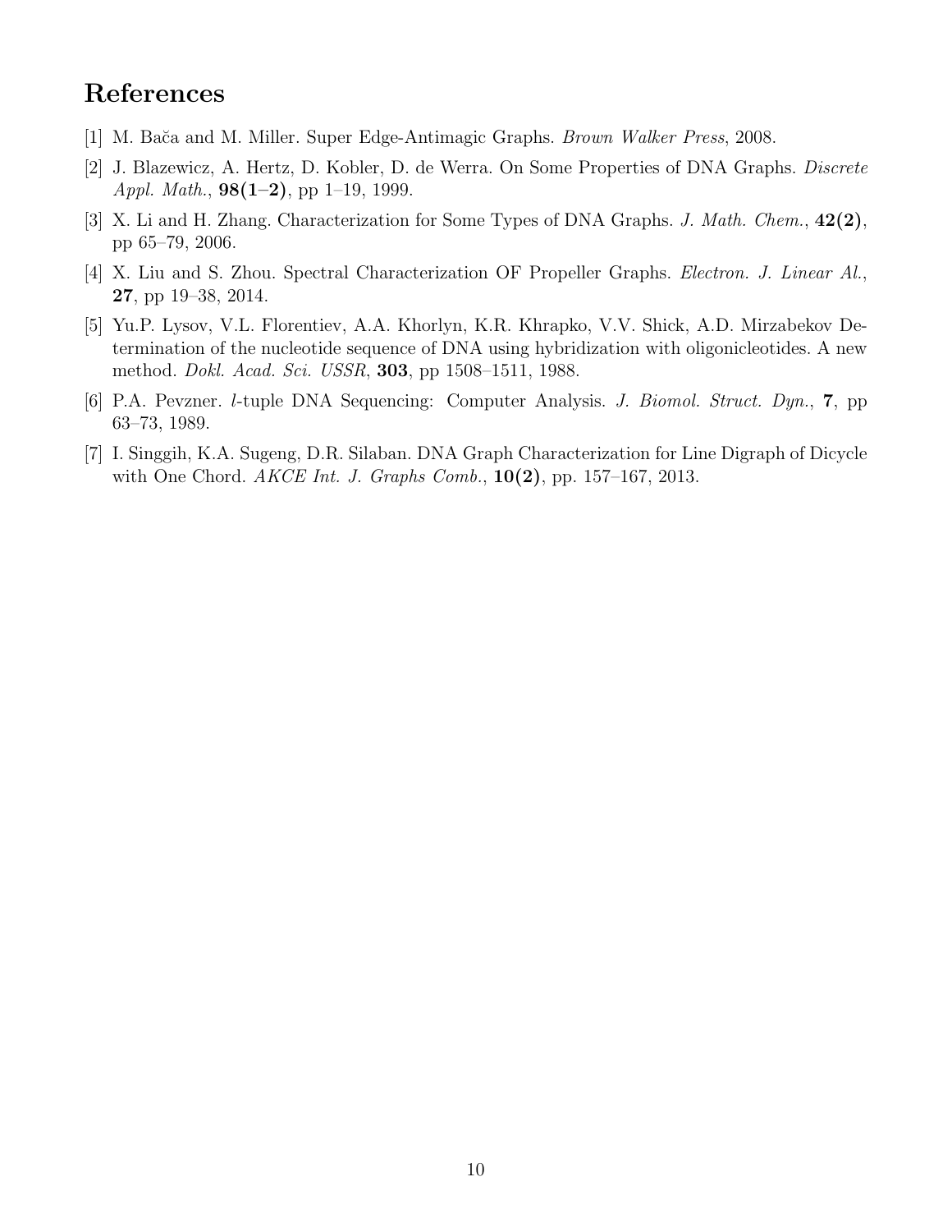## References

[1] M. Bača and M. Miller. Super Edge-Antimagic Graphs. *Brown Walker Press*, 2008.

[2] J. Blazewicz, A. Hertz, D. Kobler, D. de Werra. On Some Properties of DNA Graphs. *Discrete Appl. Math.*, **98(1–2)**, pp 1–19, 1999.

[3] X. Li and H. Zhang. Characterization for Some Types of DNA Graphs. *J. Math. Chem.*, **42(2)**, pp 65–79, 2006.

[4] X. Liu and S. Zhou. Spectral Characterization OF Propeller Graphs. *Electron. J. Linear Al.*, **27**, pp 19–38, 2014.

[5] Yu.P. Lysov, V.L. Florentiev, A.A. Khorlyn, K.R. Khrapko, V.V. Shick, A.D. Mirzabekov Determination of the nucleotide sequence of DNA using hybridization with oligonicleotides. A new method. *Dokl. Acad. Sci. USSR*, **303**, pp 1508–1511, 1988.

[6] P.A. Pevzner. $l$-tuple DNA Sequencing: Computer Analysis. *J. Biomol. Struct. Dyn.*, **7**, pp 63–73, 1989.

[7] I. Singgih, K.A. Sugeng, D.R. Silaban. DNA Graph Characterization for Line Digraph of Dicycle with One Chord. *AKCE Int. J. Graphs Comb.*, **10(2)**, pp. 157–167, 2013.